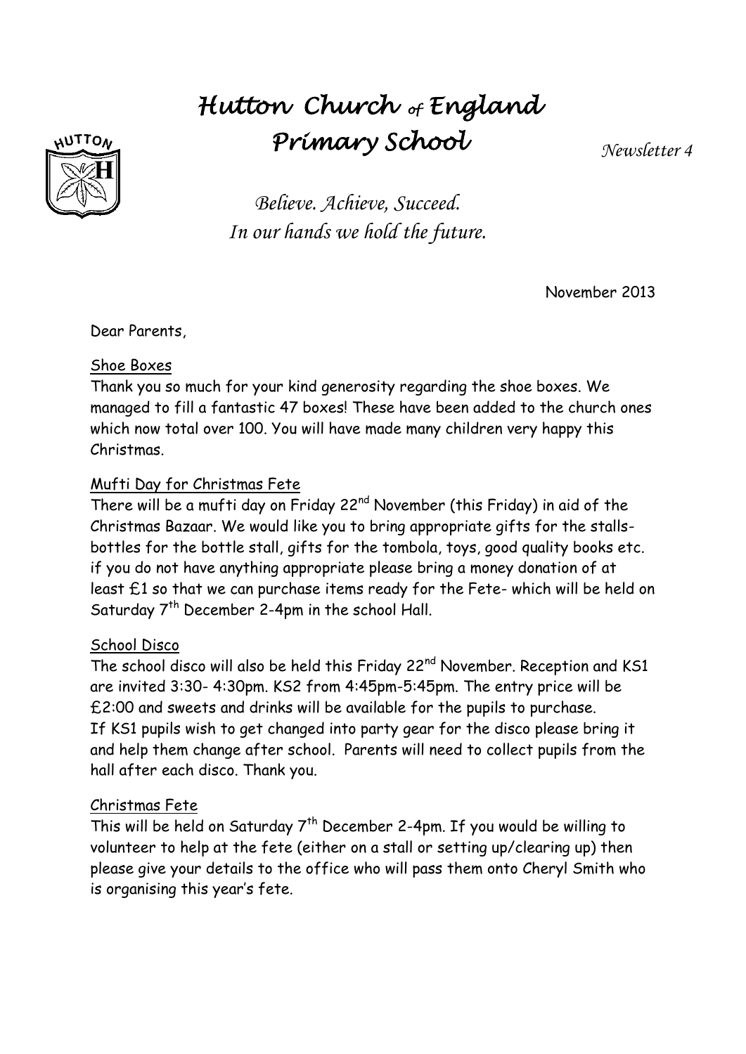# Hutton Church of England Primary School

*Newsletter 4*

*Believe. Achieve, Succeed.*
*In our hands we hold the future.*

November 2013

Dear Parents,

## Shoe Boxes

Thank you so much for your kind generosity regarding the shoe boxes. We managed to fill a fantastic 47 boxes! These have been added to the church ones which now total over 100. You will have made many children very happy this Christmas.

## Mufti Day for Christmas Fete

There will be a mufti day on Friday 22nd November (this Friday) in aid of the Christmas Bazaar. We would like you to bring appropriate gifts for the stalls- bottles for the bottle stall, gifts for the tombola, toys, good quality books etc. if you do not have anything appropriate please bring a money donation of at least £1 so that we can purchase items ready for the Fete- which will be held on Saturday 7th December 2-4pm in the school Hall.

## School Disco

The school disco will also be held this Friday 22nd November. Reception and KS1 are invited 3:30- 4:30pm. KS2 from 4:45pm-5:45pm. The entry price will be £2:00 and sweets and drinks will be available for the pupils to purchase.
If KS1 pupils wish to get changed into party gear for the disco please bring it and help them change after school. Parents will need to collect pupils from the hall after each disco. Thank you.

## Christmas Fete

This will be held on Saturday 7th December 2-4pm. If you would be willing to volunteer to help at the fete (either on a stall or setting up/clearing up) then please give your details to the office who will pass them onto Cheryl Smith who is organising this year's fete.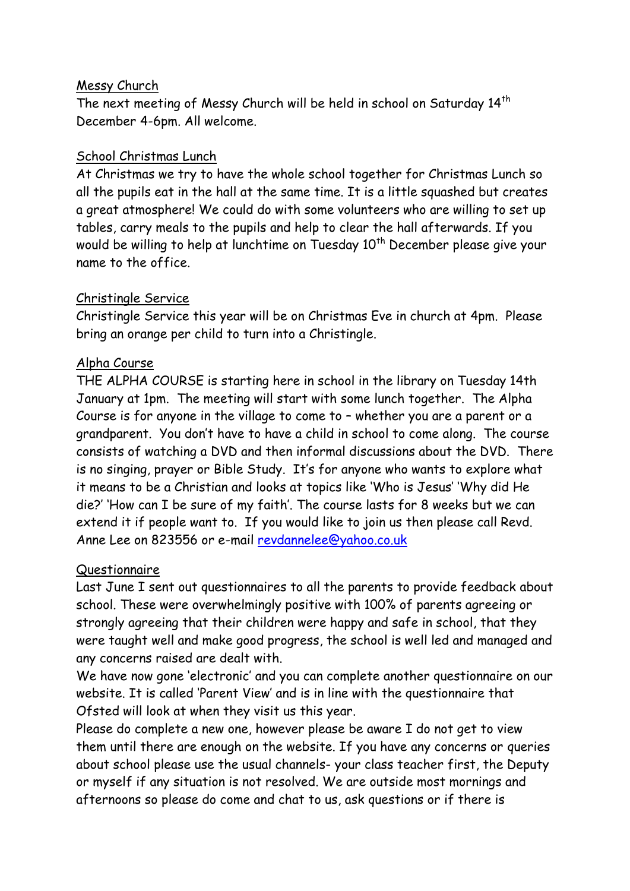## Messy Church

The next meeting of Messy Church will be held in school on Saturday 14th December 4-6pm. All welcome.

## School Christmas Lunch

At Christmas we try to have the whole school together for Christmas Lunch so all the pupils eat in the hall at the same time. It is a little squashed but creates a great atmosphere! We could do with some volunteers who are willing to set up tables, carry meals to the pupils and help to clear the hall afterwards. If you would be willing to help at lunchtime on Tuesday 10th December please give your name to the office.

## Christingle Service

Christingle Service this year will be on Christmas Eve in church at 4pm. Please bring an orange per child to turn into a Christingle.

## Alpha Course

THE ALPHA COURSE is starting here in school in the library on Tuesday 14th January at 1pm. The meeting will start with some lunch together. The Alpha Course is for anyone in the village to come to – whether you are a parent or a grandparent. You don't have to have a child in school to come along. The course consists of watching a DVD and then informal discussions about the DVD. There is no singing, prayer or Bible Study. It's for anyone who wants to explore what it means to be a Christian and looks at topics like 'Who is Jesus' 'Why did He die?' 'How can I be sure of my faith'. The course lasts for 8 weeks but we can extend it if people want to. If you would like to join us then please call Revd. Anne Lee on 823556 or e-mail revdannelee@yahoo.co.uk

## Questionnaire

Last June I sent out questionnaires to all the parents to provide feedback about school. These were overwhelmingly positive with 100% of parents agreeing or strongly agreeing that their children were happy and safe in school, that they were taught well and make good progress, the school is well led and managed and any concerns raised are dealt with.

We have now gone 'electronic' and you can complete another questionnaire on our website. It is called 'Parent View' and is in line with the questionnaire that Ofsted will look at when they visit us this year.

Please do complete a new one, however please be aware I do not get to view them until there are enough on the website. If you have any concerns or queries about school please use the usual channels- your class teacher first, the Deputy or myself if any situation is not resolved. We are outside most mornings and afternoons so please do come and chat to us, ask questions or if there is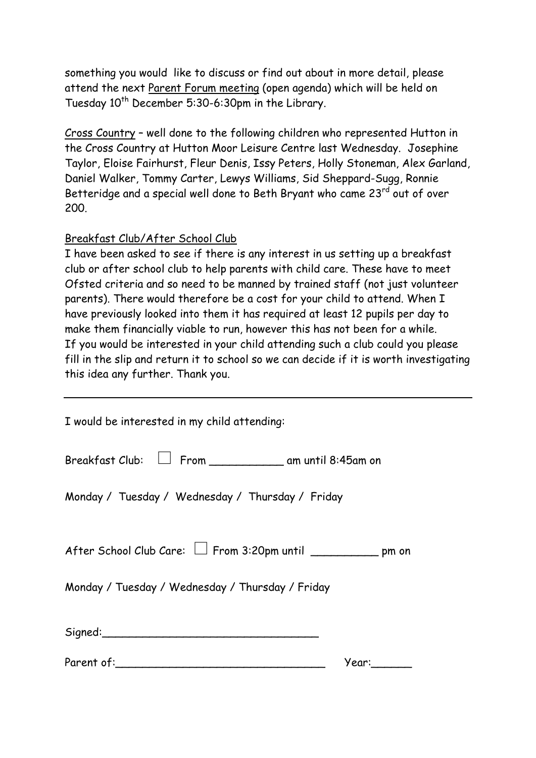something you would like to discuss or find out about in more detail, please attend the next Parent Forum meeting (open agenda) which will be held on Tuesday 10th December 5:30-6:30pm in the Library.

Cross Country – well done to the following children who represented Hutton in the Cross Country at Hutton Moor Leisure Centre last Wednesday. Josephine Taylor, Eloise Fairhurst, Fleur Denis, Issy Peters, Holly Stoneman, Alex Garland, Daniel Walker, Tommy Carter, Lewys Williams, Sid Sheppard-Sugg, Ronnie Betteridge and a special well done to Beth Bryant who came 23rd out of over 200.

Breakfast Club/After School Club

I have been asked to see if there is any interest in us setting up a breakfast club or after school club to help parents with child care. These have to meet Ofsted criteria and so need to be manned by trained staff (not just volunteer parents). There would therefore be a cost for your child to attend. When I have previously looked into them it has required at least 12 pupils per day to make them financially viable to run, however this has not been for a while.
If you would be interested in your child attending such a club could you please fill in the slip and return it to school so we can decide if it is worth investigating this idea any further. Thank you.

---

I would be interested in my child attending:

Breakfast Club: ☐ From ___________ am until 8:45am on

Monday / Tuesday / Wednesday / Thursday / Friday

After School Club Care: ☐ From 3:20pm until __________ pm on

Monday / Tuesday / Wednesday / Thursday / Friday

Signed:_________________________________

Parent of:________________________________ Year:______